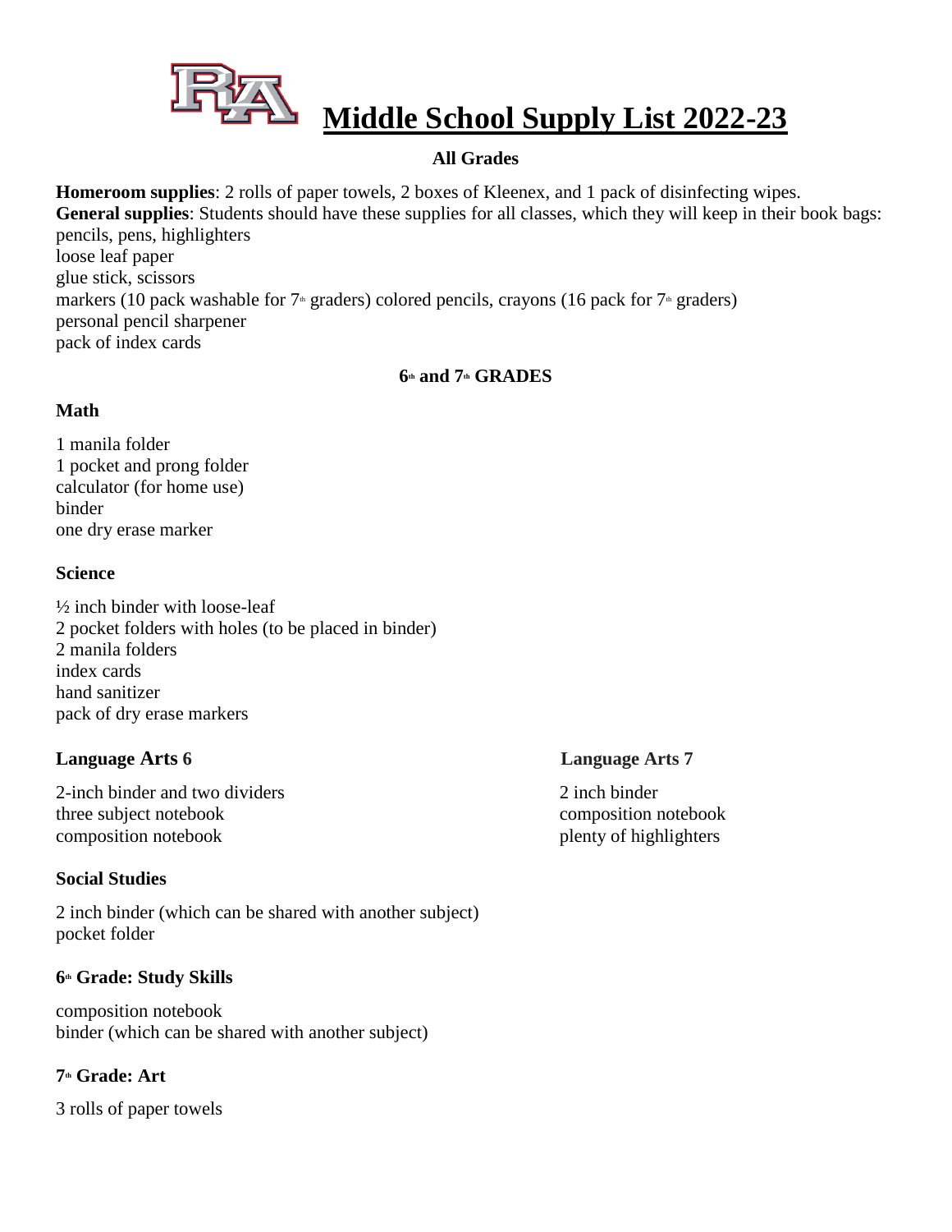# Middle School Supply List 2022-23

**All Grades**

**Homeroom supplies**: 2 rolls of paper towels, 2 boxes of Kleenex, and 1 pack of disinfecting wipes.
**General supplies**: Students should have these supplies for all classes, which they will keep in their book bags:
pencils, pens, highlighters
loose leaf paper
glue stick, scissors
markers (10 pack washable for 7th graders) colored pencils, crayons (16 pack for 7th graders)
personal pencil sharpener
pack of index cards

**6th and 7th GRADES**

**Math**

1 manila folder
1 pocket and prong folder
calculator (for home use)
binder
one dry erase marker

**Science**

½ inch binder with loose-leaf
2 pocket folders with holes (to be placed in binder)
2 manila folders
index cards
hand sanitizer
pack of dry erase markers

**Language Arts 6**

2-inch binder and two dividers
three subject notebook
composition notebook

**Language Arts 7**

2 inch binder
composition notebook
plenty of highlighters

**Social Studies**

2 inch binder (which can be shared with another subject)
pocket folder

**6th Grade: Study Skills**

composition notebook
binder (which can be shared with another subject)

**7th Grade: Art**

3 rolls of paper towels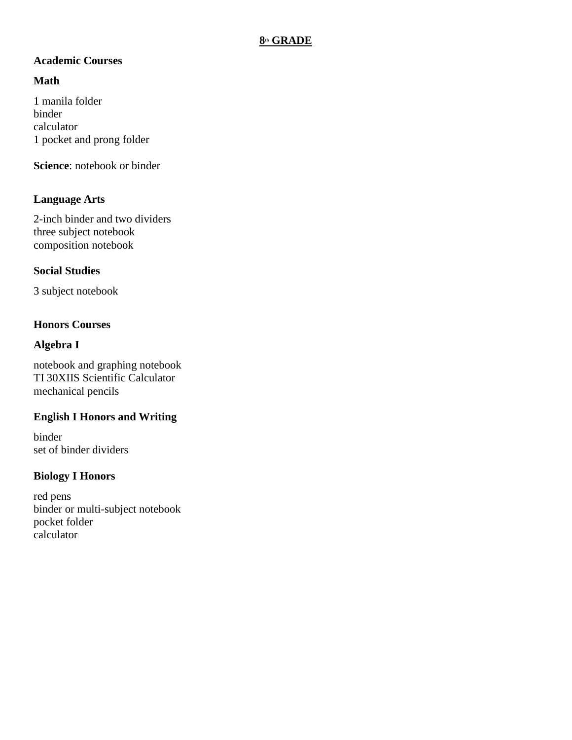## 8th GRADE

### Academic Courses

#### Math

1 manila folder
binder
calculator
1 pocket and prong folder

**Science**: notebook or binder

#### Language Arts

2-inch binder and two dividers
three subject notebook
composition notebook

#### Social Studies

3 subject notebook

### Honors Courses

#### Algebra I

notebook and graphing notebook
TI 30XIIS Scientific Calculator
mechanical pencils

#### English I Honors and Writing

binder
set of binder dividers

#### Biology I Honors

red pens
binder or multi-subject notebook
pocket folder
calculator